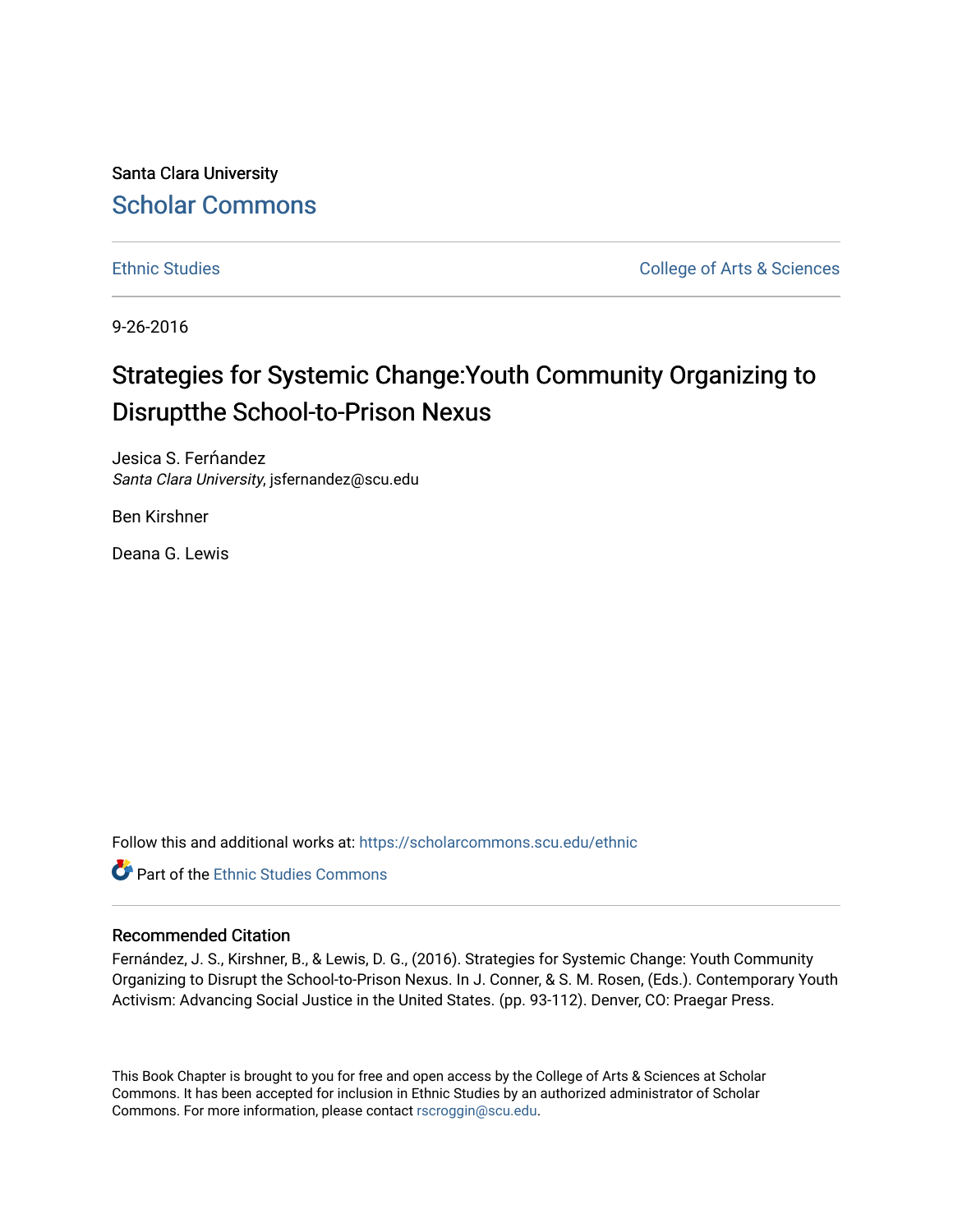Santa Clara University

# Scholar Commons

Ethnic Studies | College of Arts & Sciences

9-26-2016

## Strategies for Systemic Change:Youth Community Organizing to Disruptthe School-to-Prison Nexus

Jesica S. Ferńandez
*Santa Clara University*, jsfernandez@scu.edu

Ben Kirshner

Deana G. Lewis

Follow this and additional works at: https://scholarcommons.scu.edu/ethnic

Part of the Ethnic Studies Commons

### Recommended Citation

Fernández, J. S., Kirshner, B., & Lewis, D. G., (2016). Strategies for Systemic Change: Youth Community Organizing to Disrupt the School-to-Prison Nexus. In J. Conner, & S. M. Rosen, (Eds.). Contemporary Youth Activism: Advancing Social Justice in the United States. (pp. 93-112). Denver, CO: Praegar Press.

This Book Chapter is brought to you for free and open access by the College of Arts & Sciences at Scholar Commons. It has been accepted for inclusion in Ethnic Studies by an authorized administrator of Scholar Commons. For more information, please contact rscroggin@scu.edu.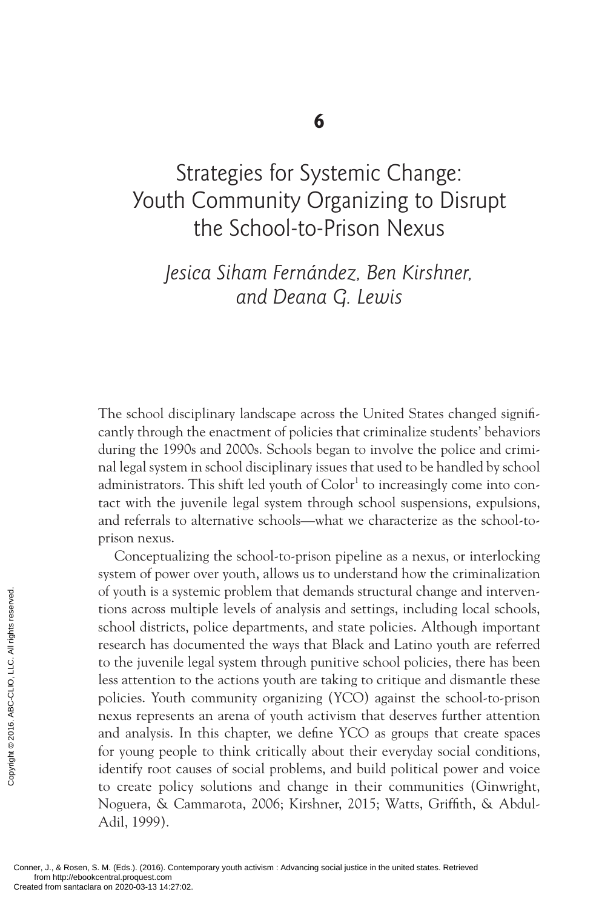# 6

# Strategies for Systemic Change: Youth Community Organizing to Disrupt the School-to-Prison Nexus

*Jesica Siham Fernández, Ben Kirshner, and Deana G. Lewis*

The school disciplinary landscape across the United States changed significantly through the enactment of policies that criminalize students' behaviors during the 1990s and 2000s. Schools began to involve the police and criminal legal system in school disciplinary issues that used to be handled by school administrators. This shift led youth of Color[1] to increasingly come into contact with the juvenile legal system through school suspensions, expulsions, and referrals to alternative schools—what we characterize as the school-to-prison nexus.

Conceptualizing the school-to-prison pipeline as a nexus, or interlocking system of power over youth, allows us to understand how the criminalization of youth is a systemic problem that demands structural change and interventions across multiple levels of analysis and settings, including local schools, school districts, police departments, and state policies. Although important research has documented the ways that Black and Latino youth are referred to the juvenile legal system through punitive school policies, there has been less attention to the actions youth are taking to critique and dismantle these policies. Youth community organizing (YCO) against the school-to-prison nexus represents an arena of youth activism that deserves further attention and analysis. In this chapter, we define YCO as groups that create spaces for young people to think critically about their everyday social conditions, identify root causes of social problems, and build political power and voice to create policy solutions and change in their communities (Ginwright, Noguera, & Cammarota, 2006; Kirshner, 2015; Watts, Griffith, & Abdul-Adil, 1999).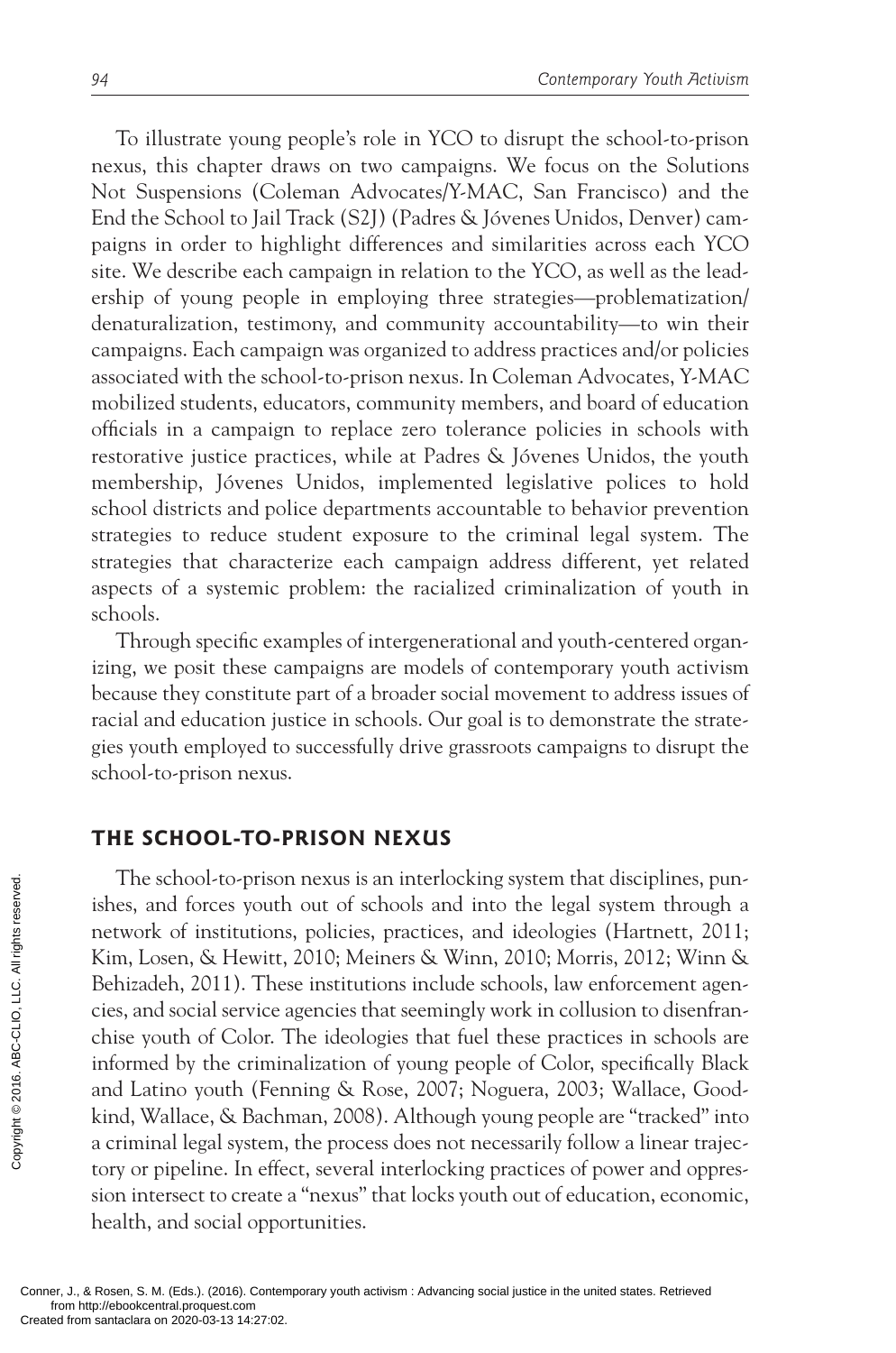To illustrate young people's role in YCO to disrupt the school-to-prison nexus, this chapter draws on two campaigns. We focus on the Solutions Not Suspensions (Coleman Advocates/Y-MAC, San Francisco) and the End the School to Jail Track (S2J) (Padres & Jóvenes Unidos, Denver) campaigns in order to highlight differences and similarities across each YCO site. We describe each campaign in relation to the YCO, as well as the leadership of young people in employing three strategies—problematization/denaturalization, testimony, and community accountability—to win their campaigns. Each campaign was organized to address practices and/or policies associated with the school-to-prison nexus. In Coleman Advocates, Y-MAC mobilized students, educators, community members, and board of education officials in a campaign to replace zero tolerance policies in schools with restorative justice practices, while at Padres & Jóvenes Unidos, the youth membership, Jóvenes Unidos, implemented legislative polices to hold school districts and police departments accountable to behavior prevention strategies to reduce student exposure to the criminal legal system. The strategies that characterize each campaign address different, yet related aspects of a systemic problem: the racialized criminalization of youth in schools.

Through specific examples of intergenerational and youth-centered organizing, we posit these campaigns are models of contemporary youth activism because they constitute part of a broader social movement to address issues of racial and education justice in schools. Our goal is to demonstrate the strategies youth employed to successfully drive grassroots campaigns to disrupt the school-to-prison nexus.

## THE SCHOOL-TO-PRISON NEXUS

The school-to-prison nexus is an interlocking system that disciplines, punishes, and forces youth out of schools and into the legal system through a network of institutions, policies, practices, and ideologies (Hartnett, 2011; Kim, Losen, & Hewitt, 2010; Meiners & Winn, 2010; Morris, 2012; Winn & Behizadeh, 2011). These institutions include schools, law enforcement agencies, and social service agencies that seemingly work in collusion to disenfranchise youth of Color. The ideologies that fuel these practices in schools are informed by the criminalization of young people of Color, specifically Black and Latino youth (Fenning & Rose, 2007; Noguera, 2003; Wallace, Goodkind, Wallace, & Bachman, 2008). Although young people are "tracked" into a criminal legal system, the process does not necessarily follow a linear trajectory or pipeline. In effect, several interlocking practices of power and oppression intersect to create a "nexus" that locks youth out of education, economic, health, and social opportunities.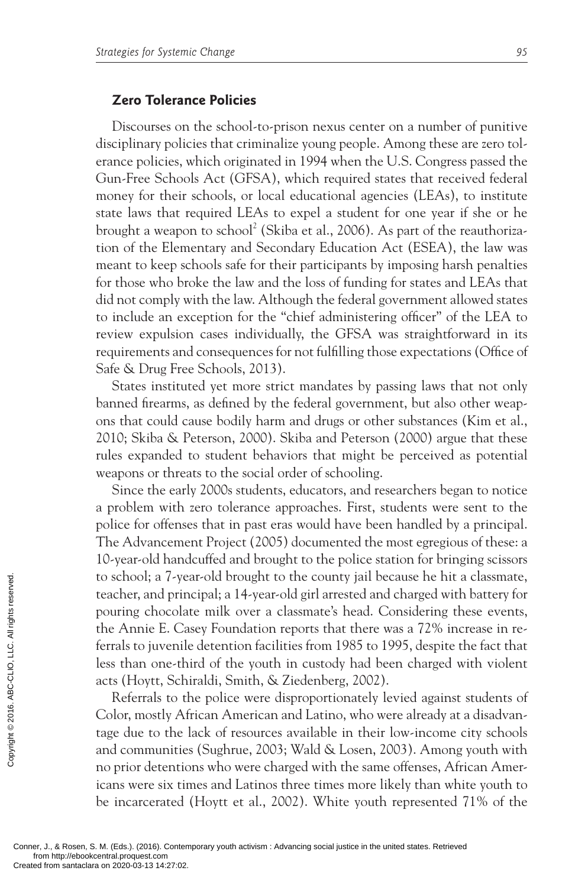## Zero Tolerance Policies

Discourses on the school-to-prison nexus center on a number of punitive disciplinary policies that criminalize young people. Among these are zero tolerance policies, which originated in 1994 when the U.S. Congress passed the Gun-Free Schools Act (GFSA), which required states that received federal money for their schools, or local educational agencies (LEAs), to institute state laws that required LEAs to expel a student for one year if she or he brought a weapon to school[2] (Skiba et al., 2006). As part of the reauthorization of the Elementary and Secondary Education Act (ESEA), the law was meant to keep schools safe for their participants by imposing harsh penalties for those who broke the law and the loss of funding for states and LEAs that did not comply with the law. Although the federal government allowed states to include an exception for the "chief administering officer" of the LEA to review expulsion cases individually, the GFSA was straightforward in its requirements and consequences for not fulfilling those expectations (Office of Safe & Drug Free Schools, 2013).

States instituted yet more strict mandates by passing laws that not only banned firearms, as defined by the federal government, but also other weapons that could cause bodily harm and drugs or other substances (Kim et al., 2010; Skiba & Peterson, 2000). Skiba and Peterson (2000) argue that these rules expanded to student behaviors that might be perceived as potential weapons or threats to the social order of schooling.

Since the early 2000s students, educators, and researchers began to notice a problem with zero tolerance approaches. First, students were sent to the police for offenses that in past eras would have been handled by a principal. The Advancement Project (2005) documented the most egregious of these: a 10-year-old handcuffed and brought to the police station for bringing scissors to school; a 7-year-old brought to the county jail because he hit a classmate, teacher, and principal; a 14-year-old girl arrested and charged with battery for pouring chocolate milk over a classmate's head. Considering these events, the Annie E. Casey Foundation reports that there was a 72% increase in referrals to juvenile detention facilities from 1985 to 1995, despite the fact that less than one-third of the youth in custody had been charged with violent acts (Hoytt, Schiraldi, Smith, & Ziedenberg, 2002).

Referrals to the police were disproportionately levied against students of Color, mostly African American and Latino, who were already at a disadvantage due to the lack of resources available in their low-income city schools and communities (Sughrue, 2003; Wald & Losen, 2003). Among youth with no prior detentions who were charged with the same offenses, African Americans were six times and Latinos three times more likely than white youth to be incarcerated (Hoytt et al., 2002). White youth represented 71% of the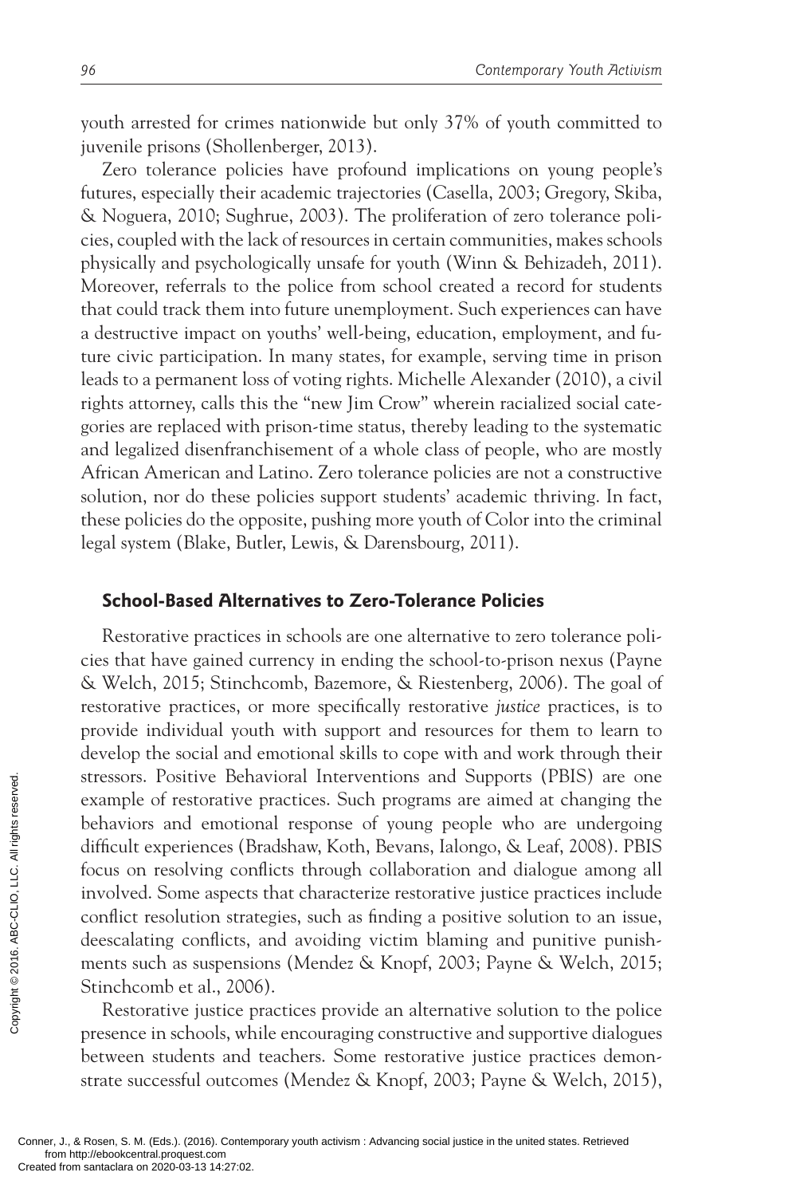youth arrested for crimes nationwide but only 37% of youth committed to juvenile prisons (Shollenberger, 2013).

Zero tolerance policies have profound implications on young people's futures, especially their academic trajectories (Casella, 2003; Gregory, Skiba, & Noguera, 2010; Sughrue, 2003). The proliferation of zero tolerance policies, coupled with the lack of resources in certain communities, makes schools physically and psychologically unsafe for youth (Winn & Behizadeh, 2011). Moreover, referrals to the police from school created a record for students that could track them into future unemployment. Such experiences can have a destructive impact on youths' well-being, education, employment, and future civic participation. In many states, for example, serving time in prison leads to a permanent loss of voting rights. Michelle Alexander (2010), a civil rights attorney, calls this the "new Jim Crow" wherein racialized social categories are replaced with prison-time status, thereby leading to the systematic and legalized disenfranchisement of a whole class of people, who are mostly African American and Latino. Zero tolerance policies are not a constructive solution, nor do these policies support students' academic thriving. In fact, these policies do the opposite, pushing more youth of Color into the criminal legal system (Blake, Butler, Lewis, & Darensbourg, 2011).

### School-Based Alternatives to Zero-Tolerance Policies

Restorative practices in schools are one alternative to zero tolerance policies that have gained currency in ending the school-to-prison nexus (Payne & Welch, 2015; Stinchcomb, Bazemore, & Riestenberg, 2006). The goal of restorative practices, or more specifically restorative *justice* practices, is to provide individual youth with support and resources for them to learn to develop the social and emotional skills to cope with and work through their stressors. Positive Behavioral Interventions and Supports (PBIS) are one example of restorative practices. Such programs are aimed at changing the behaviors and emotional response of young people who are undergoing difficult experiences (Bradshaw, Koth, Bevans, Ialongo, & Leaf, 2008). PBIS focus on resolving conflicts through collaboration and dialogue among all involved. Some aspects that characterize restorative justice practices include conflict resolution strategies, such as finding a positive solution to an issue, deescalating conflicts, and avoiding victim blaming and punitive punishments such as suspensions (Mendez & Knopf, 2003; Payne & Welch, 2015; Stinchcomb et al., 2006).

Restorative justice practices provide an alternative solution to the police presence in schools, while encouraging constructive and supportive dialogues between students and teachers. Some restorative justice practices demonstrate successful outcomes (Mendez & Knopf, 2003; Payne & Welch, 2015),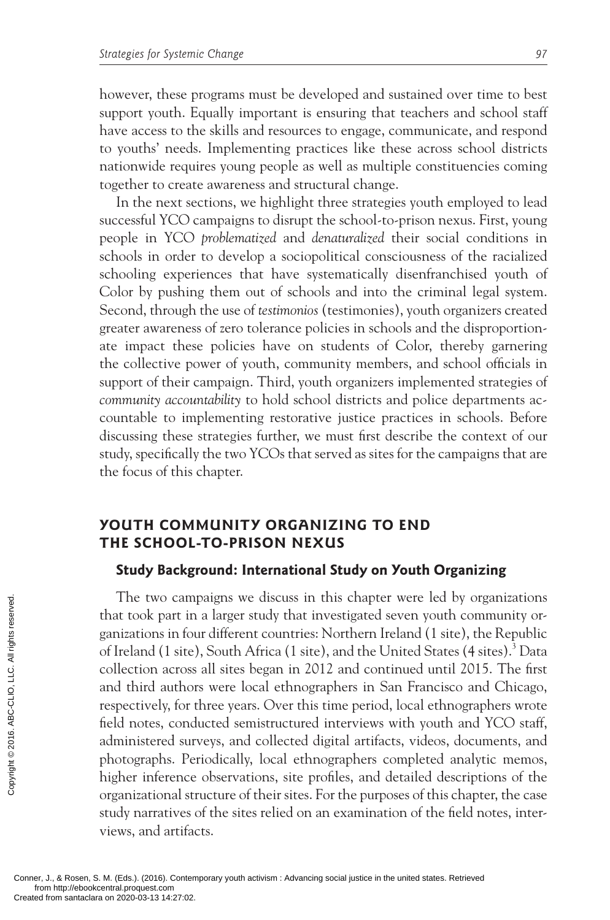however, these programs must be developed and sustained over time to best support youth. Equally important is ensuring that teachers and school staff have access to the skills and resources to engage, communicate, and respond to youths' needs. Implementing practices like these across school districts nationwide requires young people as well as multiple constituencies coming together to create awareness and structural change.

In the next sections, we highlight three strategies youth employed to lead successful YCO campaigns to disrupt the school-to-prison nexus. First, young people in YCO *problematized* and *denaturalized* their social conditions in schools in order to develop a sociopolitical consciousness of the racialized schooling experiences that have systematically disenfranchised youth of Color by pushing them out of schools and into the criminal legal system. Second, through the use of *testimonios* (testimonies), youth organizers created greater awareness of zero tolerance policies in schools and the disproportionate impact these policies have on students of Color, thereby garnering the collective power of youth, community members, and school officials in support of their campaign. Third, youth organizers implemented strategies of *community accountability* to hold school districts and police departments accountable to implementing restorative justice practices in schools. Before discussing these strategies further, we must first describe the context of our study, specifically the two YCOs that served as sites for the campaigns that are the focus of this chapter.

## YOUTH COMMUNITY ORGANIZING TO END THE SCHOOL-TO-PRISON NEXUS

### Study Background: International Study on Youth Organizing

The two campaigns we discuss in this chapter were led by organizations that took part in a larger study that investigated seven youth community organizations in four different countries: Northern Ireland (1 site), the Republic of Ireland (1 site), South Africa (1 site), and the United States (4 sites).[3] Data collection across all sites began in 2012 and continued until 2015. The first and third authors were local ethnographers in San Francisco and Chicago, respectively, for three years. Over this time period, local ethnographers wrote field notes, conducted semistructured interviews with youth and YCO staff, administered surveys, and collected digital artifacts, videos, documents, and photographs. Periodically, local ethnographers completed analytic memos, higher inference observations, site profiles, and detailed descriptions of the organizational structure of their sites. For the purposes of this chapter, the case study narratives of the sites relied on an examination of the field notes, interviews, and artifacts.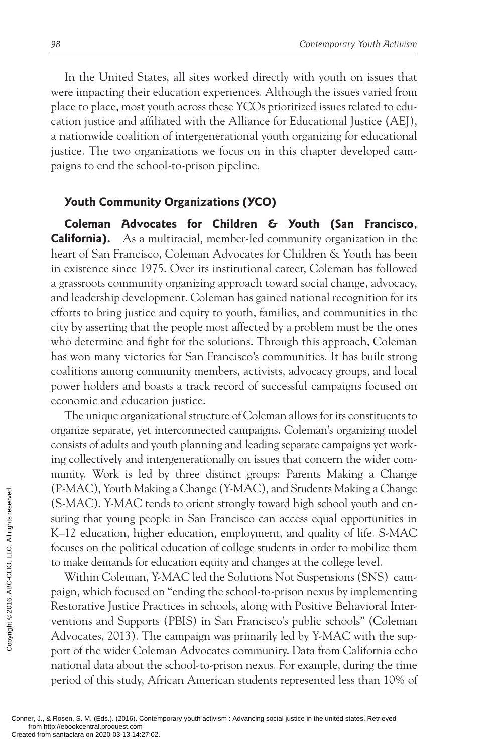In the United States, all sites worked directly with youth on issues that were impacting their education experiences. Although the issues varied from place to place, most youth across these YCOs prioritized issues related to education justice and affiliated with the Alliance for Educational Justice (AEJ), a nationwide coalition of intergenerational youth organizing for educational justice. The two organizations we focus on in this chapter developed campaigns to end the school-to-prison pipeline.

## Youth Community Organizations (YCO)

**Coleman Advocates for Children & Youth (San Francisco, California).** As a multiracial, member-led community organization in the heart of San Francisco, Coleman Advocates for Children & Youth has been in existence since 1975. Over its institutional career, Coleman has followed a grassroots community organizing approach toward social change, advocacy, and leadership development. Coleman has gained national recognition for its efforts to bring justice and equity to youth, families, and communities in the city by asserting that the people most affected by a problem must be the ones who determine and fight for the solutions. Through this approach, Coleman has won many victories for San Francisco's communities. It has built strong coalitions among community members, activists, advocacy groups, and local power holders and boasts a track record of successful campaigns focused on economic and education justice.

The unique organizational structure of Coleman allows for its constituents to organize separate, yet interconnected campaigns. Coleman's organizing model consists of adults and youth planning and leading separate campaigns yet working collectively and intergenerationally on issues that concern the wider community. Work is led by three distinct groups: Parents Making a Change (P-MAC), Youth Making a Change (Y-MAC), and Students Making a Change (S-MAC). Y-MAC tends to orient strongly toward high school youth and ensuring that young people in San Francisco can access equal opportunities in K–12 education, higher education, employment, and quality of life. S-MAC focuses on the political education of college students in order to mobilize them to make demands for education equity and changes at the college level.

Within Coleman, Y-MAC led the Solutions Not Suspensions (SNS) campaign, which focused on "ending the school-to-prison nexus by implementing Restorative Justice Practices in schools, along with Positive Behavioral Interventions and Supports (PBIS) in San Francisco's public schools" (Coleman Advocates, 2013). The campaign was primarily led by Y-MAC with the support of the wider Coleman Advocates community. Data from California echo national data about the school-to-prison nexus. For example, during the time period of this study, African American students represented less than 10% of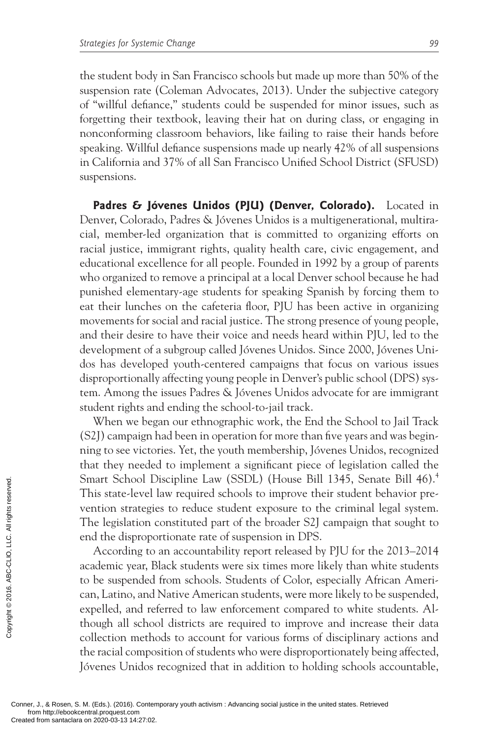the student body in San Francisco schools but made up more than 50% of the suspension rate (Coleman Advocates, 2013). Under the subjective category of "willful defiance," students could be suspended for minor issues, such as forgetting their textbook, leaving their hat on during class, or engaging in nonconforming classroom behaviors, like failing to raise their hands before speaking. Willful defiance suspensions made up nearly 42% of all suspensions in California and 37% of all San Francisco Unified School District (SFUSD) suspensions.

**Padres & Jóvenes Unidos (PJU) (Denver, Colorado).** Located in Denver, Colorado, Padres & Jóvenes Unidos is a multigenerational, multiracial, member-led organization that is committed to organizing efforts on racial justice, immigrant rights, quality health care, civic engagement, and educational excellence for all people. Founded in 1992 by a group of parents who organized to remove a principal at a local Denver school because he had punished elementary-age students for speaking Spanish by forcing them to eat their lunches on the cafeteria floor, PJU has been active in organizing movements for social and racial justice. The strong presence of young people, and their desire to have their voice and needs heard within PJU, led to the development of a subgroup called Jóvenes Unidos. Since 2000, Jóvenes Unidos has developed youth-centered campaigns that focus on various issues disproportionally affecting young people in Denver's public school (DPS) system. Among the issues Padres & Jóvenes Unidos advocate for are immigrant student rights and ending the school-to-jail track.

When we began our ethnographic work, the End the School to Jail Track (S2J) campaign had been in operation for more than five years and was beginning to see victories. Yet, the youth membership, Jóvenes Unidos, recognized that they needed to implement a significant piece of legislation called the Smart School Discipline Law (SSDL) (House Bill 1345, Senate Bill 46).[4] This state-level law required schools to improve their student behavior prevention strategies to reduce student exposure to the criminal legal system. The legislation constituted part of the broader S2J campaign that sought to end the disproportionate rate of suspension in DPS.

According to an accountability report released by PJU for the 2013–2014 academic year, Black students were six times more likely than white students to be suspended from schools. Students of Color, especially African American, Latino, and Native American students, were more likely to be suspended, expelled, and referred to law enforcement compared to white students. Although all school districts are required to improve and increase their data collection methods to account for various forms of disciplinary actions and the racial composition of students who were disproportionately being affected, Jóvenes Unidos recognized that in addition to holding schools accountable,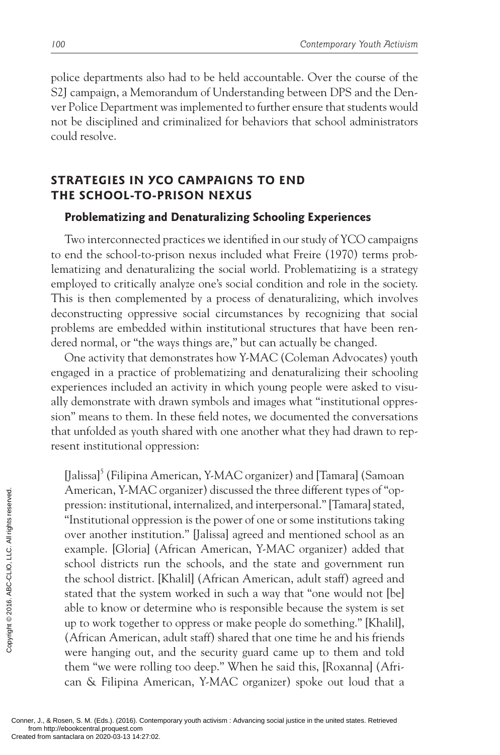police departments also had to be held accountable. Over the course of the S2J campaign, a Memorandum of Understanding between DPS and the Denver Police Department was implemented to further ensure that students would not be disciplined and criminalized for behaviors that school administrators could resolve.

## STRATEGIES IN YCO CAMPAIGNS TO END THE SCHOOL-TO-PRISON NEXUS

### Problematizing and Denaturalizing Schooling Experiences

Two interconnected practices we identified in our study of YCO campaigns to end the school-to-prison nexus included what Freire (1970) terms problematizing and denaturalizing the social world. Problematizing is a strategy employed to critically analyze one's social condition and role in the society. This is then complemented by a process of denaturalizing, which involves deconstructing oppressive social circumstances by recognizing that social problems are embedded within institutional structures that have been rendered normal, or "the ways things are," but can actually be changed.

One activity that demonstrates how Y-MAC (Coleman Advocates) youth engaged in a practice of problematizing and denaturalizing their schooling experiences included an activity in which young people were asked to visually demonstrate with drawn symbols and images what "institutional oppression" means to them. In these field notes, we documented the conversations that unfolded as youth shared with one another what they had drawn to represent institutional oppression:

> [Jalissa][5] (Filipina American, Y-MAC organizer) and [Tamara] (Samoan American, Y-MAC organizer) discussed the three different types of "oppression: institutional, internalized, and interpersonal." [Tamara] stated, "Institutional oppression is the power of one or some institutions taking over another institution." [Jalissa] agreed and mentioned school as an example. [Gloria] (African American, Y-MAC organizer) added that school districts run the schools, and the state and government run the school district. [Khalil] (African American, adult staff) agreed and stated that the system worked in such a way that "one would not [be] able to know or determine who is responsible because the system is set up to work together to oppress or make people do something." [Khalil], (African American, adult staff) shared that one time he and his friends were hanging out, and the security guard came up to them and told them "we were rolling too deep." When he said this, [Roxanna] (African & Filipina American, Y-MAC organizer) spoke out loud that a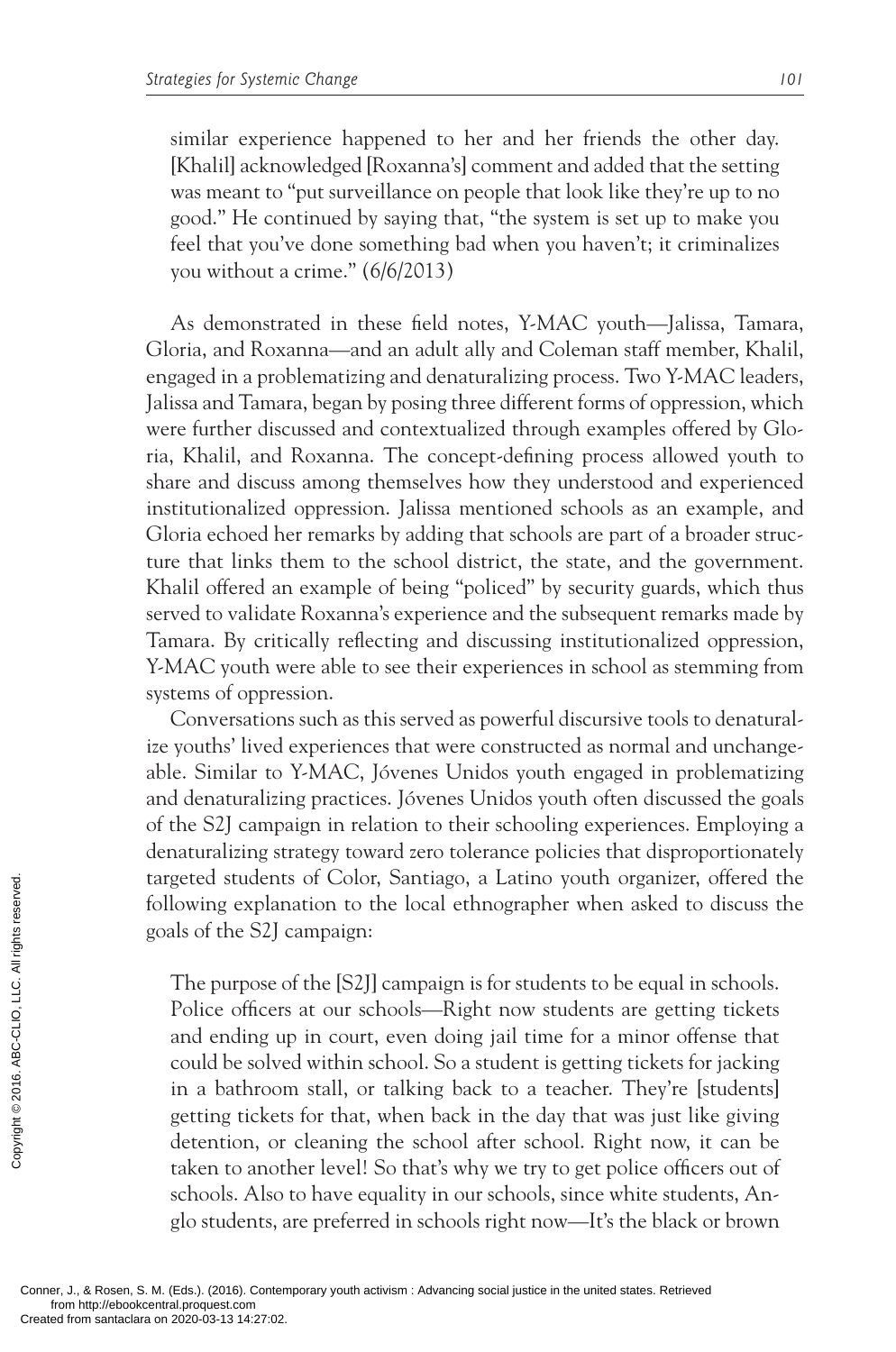similar experience happened to her and her friends the other day. [Khalil] acknowledged [Roxanna's] comment and added that the setting was meant to "put surveillance on people that look like they're up to no good." He continued by saying that, "the system is set up to make you feel that you've done something bad when you haven't; it criminalizes you without a crime." (6/6/2013)

As demonstrated in these field notes, Y-MAC youth—Jalissa, Tamara, Gloria, and Roxanna—and an adult ally and Coleman staff member, Khalil, engaged in a problematizing and denaturalizing process. Two Y-MAC leaders, Jalissa and Tamara, began by posing three different forms of oppression, which were further discussed and contextualized through examples offered by Gloria, Khalil, and Roxanna. The concept-defining process allowed youth to share and discuss among themselves how they understood and experienced institutionalized oppression. Jalissa mentioned schools as an example, and Gloria echoed her remarks by adding that schools are part of a broader structure that links them to the school district, the state, and the government. Khalil offered an example of being "policed" by security guards, which thus served to validate Roxanna's experience and the subsequent remarks made by Tamara. By critically reflecting and discussing institutionalized oppression, Y-MAC youth were able to see their experiences in school as stemming from systems of oppression.

Conversations such as this served as powerful discursive tools to denaturalize youths' lived experiences that were constructed as normal and unchangeable. Similar to Y-MAC, Jóvenes Unidos youth engaged in problematizing and denaturalizing practices. Jóvenes Unidos youth often discussed the goals of the S2J campaign in relation to their schooling experiences. Employing a denaturalizing strategy toward zero tolerance policies that disproportionately targeted students of Color, Santiago, a Latino youth organizer, offered the following explanation to the local ethnographer when asked to discuss the goals of the S2J campaign:

> The purpose of the [S2J] campaign is for students to be equal in schools. Police officers at our schools—Right now students are getting tickets and ending up in court, even doing jail time for a minor offense that could be solved within school. So a student is getting tickets for jacking in a bathroom stall, or talking back to a teacher. They're [students] getting tickets for that, when back in the day that was just like giving detention, or cleaning the school after school. Right now, it can be taken to another level! So that's why we try to get police officers out of schools. Also to have equality in our schools, since white students, Anglo students, are preferred in schools right now—It's the black or brown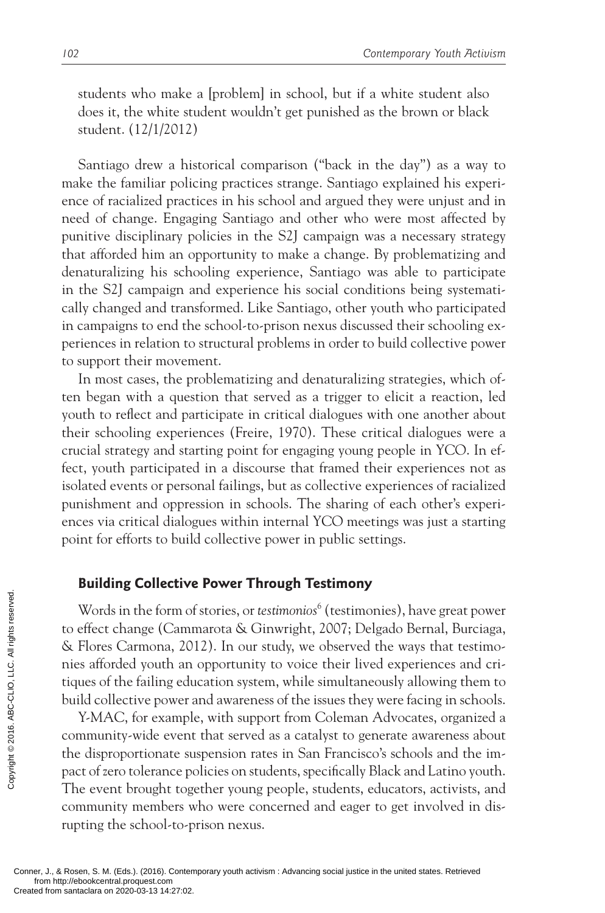students who make a [problem] in school, but if a white student also does it, the white student wouldn't get punished as the brown or black student. (12/1/2012)

Santiago drew a historical comparison ("back in the day") as a way to make the familiar policing practices strange. Santiago explained his experience of racialized practices in his school and argued they were unjust and in need of change. Engaging Santiago and other who were most affected by punitive disciplinary policies in the S2J campaign was a necessary strategy that afforded him an opportunity to make a change. By problematizing and denaturalizing his schooling experience, Santiago was able to participate in the S2J campaign and experience his social conditions being systematically changed and transformed. Like Santiago, other youth who participated in campaigns to end the school-to-prison nexus discussed their schooling experiences in relation to structural problems in order to build collective power to support their movement.

In most cases, the problematizing and denaturalizing strategies, which often began with a question that served as a trigger to elicit a reaction, led youth to reflect and participate in critical dialogues with one another about their schooling experiences (Freire, 1970). These critical dialogues were a crucial strategy and starting point for engaging young people in YCO. In effect, youth participated in a discourse that framed their experiences not as isolated events or personal failings, but as collective experiences of racialized punishment and oppression in schools. The sharing of each other's experiences via critical dialogues within internal YCO meetings was just a starting point for efforts to build collective power in public settings.

### Building Collective Power Through Testimony

Words in the form of stories, or *testimonios*[6] (testimonies), have great power to effect change (Cammarota & Ginwright, 2007; Delgado Bernal, Burciaga, & Flores Carmona, 2012). In our study, we observed the ways that testimonies afforded youth an opportunity to voice their lived experiences and critiques of the failing education system, while simultaneously allowing them to build collective power and awareness of the issues they were facing in schools.

Y-MAC, for example, with support from Coleman Advocates, organized a community-wide event that served as a catalyst to generate awareness about the disproportionate suspension rates in San Francisco's schools and the impact of zero tolerance policies on students, specifically Black and Latino youth. The event brought together young people, students, educators, activists, and community members who were concerned and eager to get involved in disrupting the school-to-prison nexus.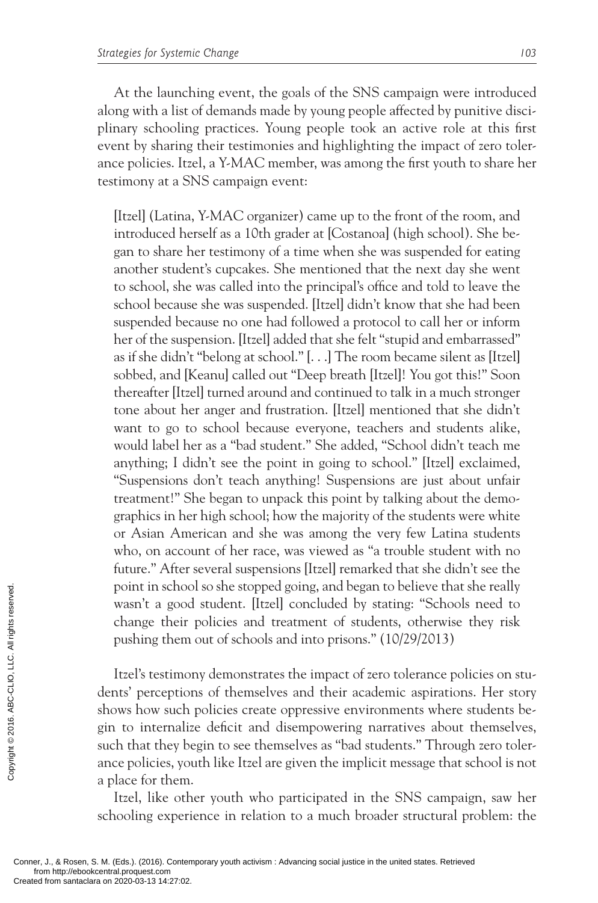At the launching event, the goals of the SNS campaign were introduced along with a list of demands made by young people affected by punitive disciplinary schooling practices. Young people took an active role at this first event by sharing their testimonies and highlighting the impact of zero tolerance policies. Itzel, a Y-MAC member, was among the first youth to share her testimony at a SNS campaign event:

> [Itzel] (Latina, Y-MAC organizer) came up to the front of the room, and introduced herself as a 10th grader at [Costanoa] (high school). She began to share her testimony of a time when she was suspended for eating another student's cupcakes. She mentioned that the next day she went to school, she was called into the principal's office and told to leave the school because she was suspended. [Itzel] didn't know that she had been suspended because no one had followed a protocol to call her or inform her of the suspension. [Itzel] added that she felt "stupid and embarrassed" as if she didn't "belong at school." [. . .] The room became silent as [Itzel] sobbed, and [Keanu] called out "Deep breath [Itzel]! You got this!" Soon thereafter [Itzel] turned around and continued to talk in a much stronger tone about her anger and frustration. [Itzel] mentioned that she didn't want to go to school because everyone, teachers and students alike, would label her as a "bad student." She added, "School didn't teach me anything; I didn't see the point in going to school." [Itzel] exclaimed, "Suspensions don't teach anything! Suspensions are just about unfair treatment!" She began to unpack this point by talking about the demographics in her high school; how the majority of the students were white or Asian American and she was among the very few Latina students who, on account of her race, was viewed as "a trouble student with no future." After several suspensions [Itzel] remarked that she didn't see the point in school so she stopped going, and began to believe that she really wasn't a good student. [Itzel] concluded by stating: "Schools need to change their policies and treatment of students, otherwise they risk pushing them out of schools and into prisons." (10/29/2013)

Itzel's testimony demonstrates the impact of zero tolerance policies on students' perceptions of themselves and their academic aspirations. Her story shows how such policies create oppressive environments where students begin to internalize deficit and disempowering narratives about themselves, such that they begin to see themselves as "bad students." Through zero tolerance policies, youth like Itzel are given the implicit message that school is not a place for them.

Itzel, like other youth who participated in the SNS campaign, saw her schooling experience in relation to a much broader structural problem: the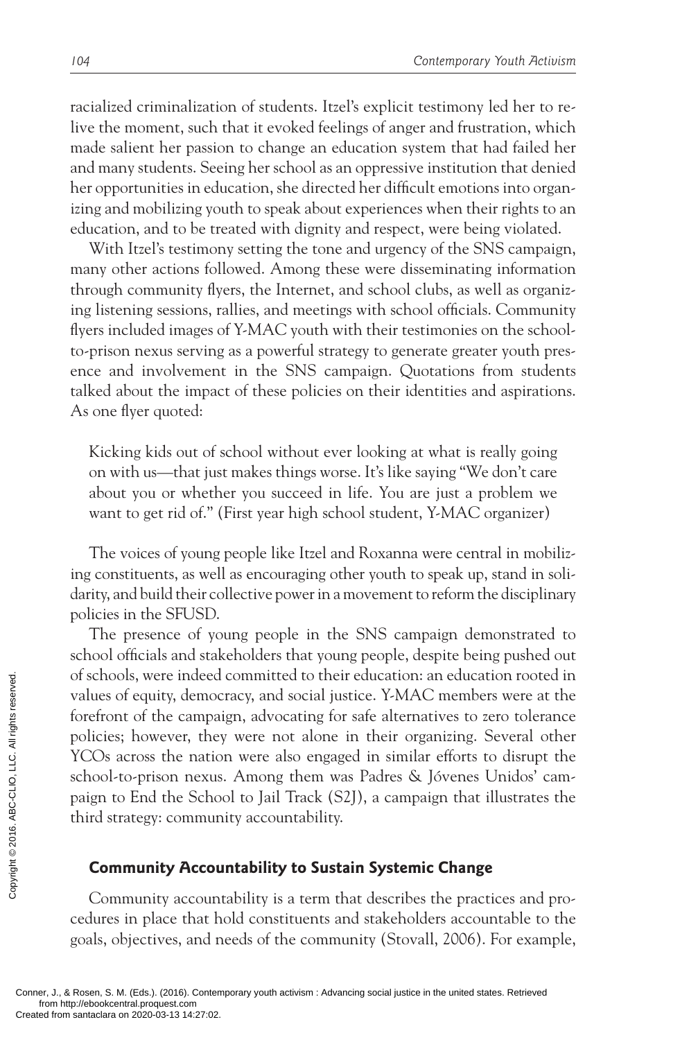racialized criminalization of students. Itzel's explicit testimony led her to relive the moment, such that it evoked feelings of anger and frustration, which made salient her passion to change an education system that had failed her and many students. Seeing her school as an oppressive institution that denied her opportunities in education, she directed her difficult emotions into organizing and mobilizing youth to speak about experiences when their rights to an education, and to be treated with dignity and respect, were being violated.

With Itzel's testimony setting the tone and urgency of the SNS campaign, many other actions followed. Among these were disseminating information through community flyers, the Internet, and school clubs, as well as organizing listening sessions, rallies, and meetings with school officials. Community flyers included images of Y-MAC youth with their testimonies on the school-to-prison nexus serving as a powerful strategy to generate greater youth presence and involvement in the SNS campaign. Quotations from students talked about the impact of these policies on their identities and aspirations. As one flyer quoted:

> Kicking kids out of school without ever looking at what is really going on with us—that just makes things worse. It's like saying "We don't care about you or whether you succeed in life. You are just a problem we want to get rid of." (First year high school student, Y-MAC organizer)

The voices of young people like Itzel and Roxanna were central in mobilizing constituents, as well as encouraging other youth to speak up, stand in solidarity, and build their collective power in a movement to reform the disciplinary policies in the SFUSD.

The presence of young people in the SNS campaign demonstrated to school officials and stakeholders that young people, despite being pushed out of schools, were indeed committed to their education: an education rooted in values of equity, democracy, and social justice. Y-MAC members were at the forefront of the campaign, advocating for safe alternatives to zero tolerance policies; however, they were not alone in their organizing. Several other YCOs across the nation were also engaged in similar efforts to disrupt the school-to-prison nexus. Among them was Padres & Jóvenes Unidos' campaign to End the School to Jail Track (S2J), a campaign that illustrates the third strategy: community accountability.

### Community Accountability to Sustain Systemic Change

Community accountability is a term that describes the practices and procedures in place that hold constituents and stakeholders accountable to the goals, objectives, and needs of the community (Stovall, 2006). For example,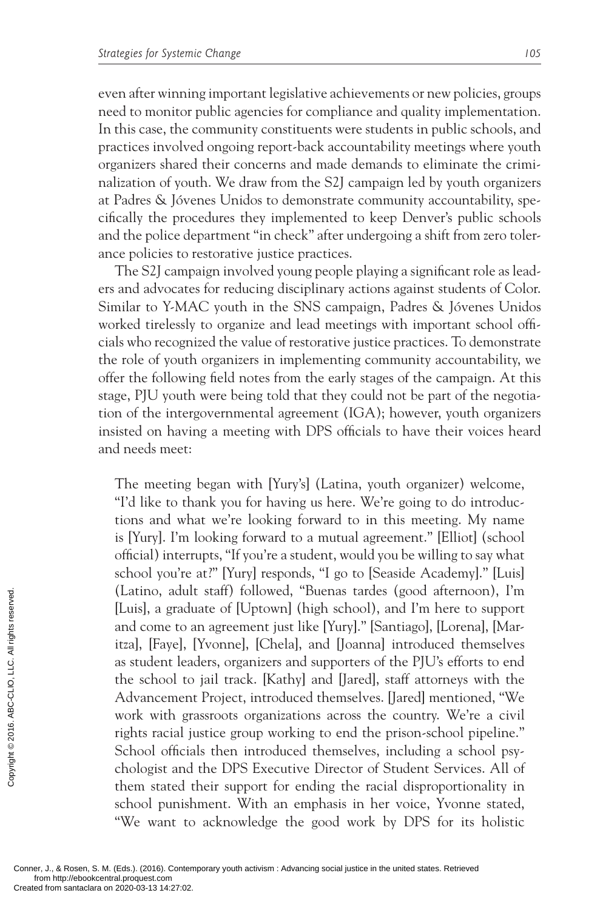even after winning important legislative achievements or new policies, groups need to monitor public agencies for compliance and quality implementation. In this case, the community constituents were students in public schools, and practices involved ongoing report-back accountability meetings where youth organizers shared their concerns and made demands to eliminate the criminalization of youth. We draw from the S2J campaign led by youth organizers at Padres & Jóvenes Unidos to demonstrate community accountability, specifically the procedures they implemented to keep Denver's public schools and the police department "in check" after undergoing a shift from zero tolerance policies to restorative justice practices.

The S2J campaign involved young people playing a significant role as leaders and advocates for reducing disciplinary actions against students of Color. Similar to Y-MAC youth in the SNS campaign, Padres & Jóvenes Unidos worked tirelessly to organize and lead meetings with important school officials who recognized the value of restorative justice practices. To demonstrate the role of youth organizers in implementing community accountability, we offer the following field notes from the early stages of the campaign. At this stage, PJU youth were being told that they could not be part of the negotiation of the intergovernmental agreement (IGA); however, youth organizers insisted on having a meeting with DPS officials to have their voices heard and needs meet:

> The meeting began with [Yury's] (Latina, youth organizer) welcome, "I'd like to thank you for having us here. We're going to do introductions and what we're looking forward to in this meeting. My name is [Yury]. I'm looking forward to a mutual agreement." [Elliot] (school official) interrupts, "If you're a student, would you be willing to say what school you're at?" [Yury] responds, "I go to [Seaside Academy]." [Luis] (Latino, adult staff) followed, "Buenas tardes (good afternoon), I'm [Luis], a graduate of [Uptown] (high school), and I'm here to support and come to an agreement just like [Yury]." [Santiago], [Lorena], [Maritza], [Faye], [Yvonne], [Chela], and [Joanna] introduced themselves as student leaders, organizers and supporters of the PJU's efforts to end the school to jail track. [Kathy] and [Jared], staff attorneys with the Advancement Project, introduced themselves. [Jared] mentioned, "We work with grassroots organizations across the country. We're a civil rights racial justice group working to end the prison-school pipeline." School officials then introduced themselves, including a school psychologist and the DPS Executive Director of Student Services. All of them stated their support for ending the racial disproportionality in school punishment. With an emphasis in her voice, Yvonne stated, "We want to acknowledge the good work by DPS for its holistic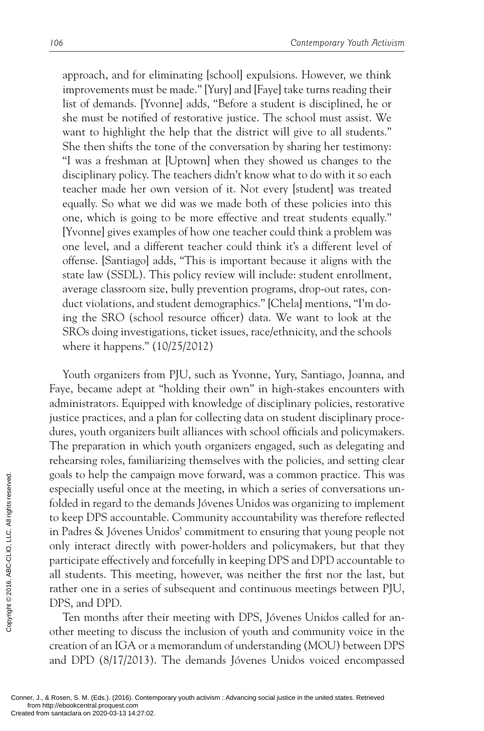approach, and for eliminating [school] expulsions. However, we think improvements must be made." [Yury] and [Faye] take turns reading their list of demands. [Yvonne] adds, "Before a student is disciplined, he or she must be notified of restorative justice. The school must assist. We want to highlight the help that the district will give to all students." She then shifts the tone of the conversation by sharing her testimony: "I was a freshman at [Uptown] when they showed us changes to the disciplinary policy. The teachers didn't know what to do with it so each teacher made her own version of it. Not every [student] was treated equally. So what we did was we made both of these policies into this one, which is going to be more effective and treat students equally." [Yvonne] gives examples of how one teacher could think a problem was one level, and a different teacher could think it's a different level of offense. [Santiago] adds, "This is important because it aligns with the state law (SSDL). This policy review will include: student enrollment, average classroom size, bully prevention programs, drop-out rates, conduct violations, and student demographics." [Chela] mentions, "I'm doing the SRO (school resource officer) data. We want to look at the SROs doing investigations, ticket issues, race/ethnicity, and the schools where it happens." (10/25/2012)

Youth organizers from PJU, such as Yvonne, Yury, Santiago, Joanna, and Faye, became adept at "holding their own" in high-stakes encounters with administrators. Equipped with knowledge of disciplinary policies, restorative justice practices, and a plan for collecting data on student disciplinary procedures, youth organizers built alliances with school officials and policymakers. The preparation in which youth organizers engaged, such as delegating and rehearsing roles, familiarizing themselves with the policies, and setting clear goals to help the campaign move forward, was a common practice. This was especially useful once at the meeting, in which a series of conversations unfolded in regard to the demands Jóvenes Unidos was organizing to implement to keep DPS accountable. Community accountability was therefore reflected in Padres & Jóvenes Unidos' commitment to ensuring that young people not only interact directly with power-holders and policymakers, but that they participate effectively and forcefully in keeping DPS and DPD accountable to all students. This meeting, however, was neither the first nor the last, but rather one in a series of subsequent and continuous meetings between PJU, DPS, and DPD.

Ten months after their meeting with DPS, Jóvenes Unidos called for another meeting to discuss the inclusion of youth and community voice in the creation of an IGA or a memorandum of understanding (MOU) between DPS and DPD (8/17/2013). The demands Jóvenes Unidos voiced encompassed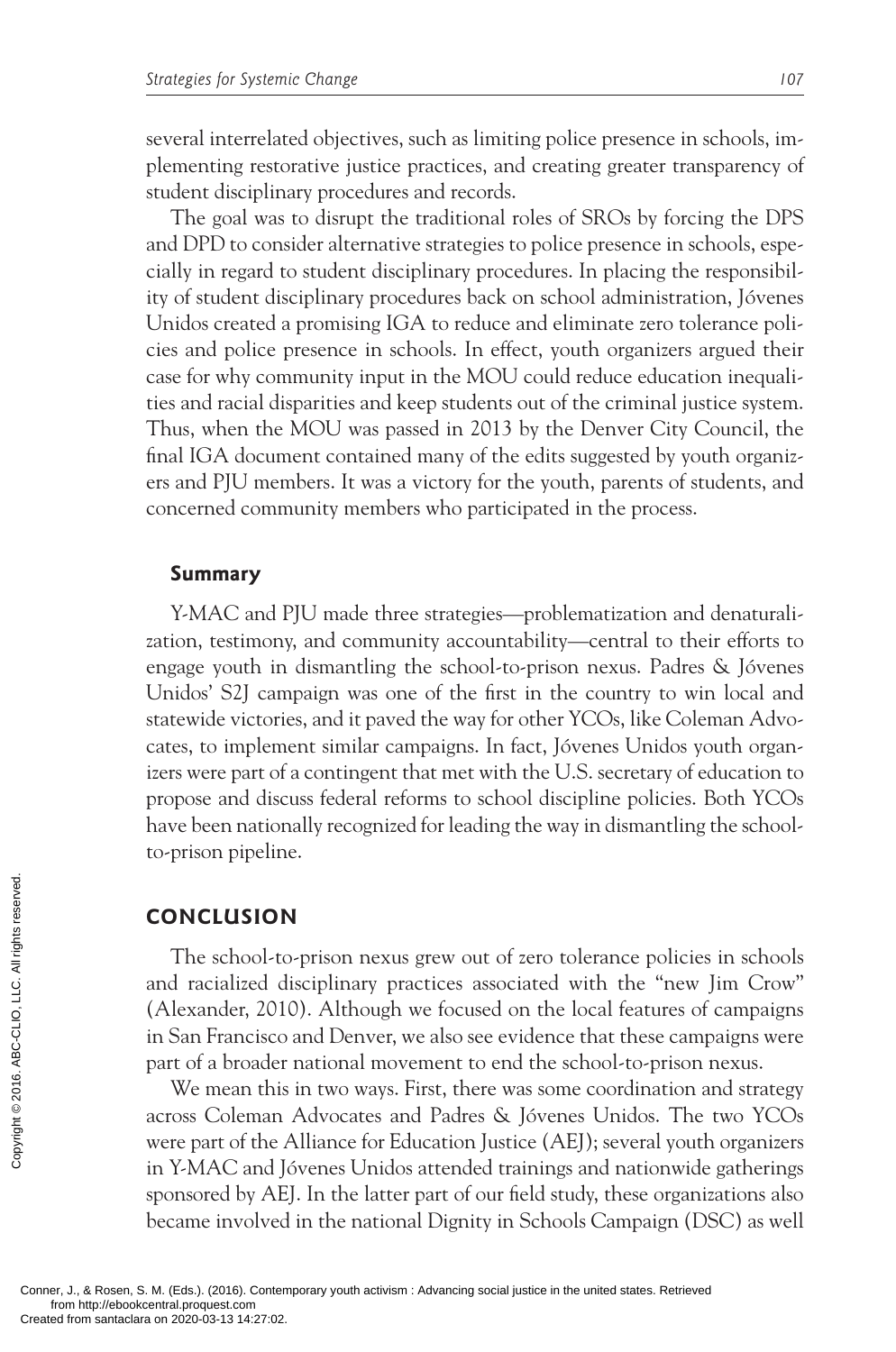several interrelated objectives, such as limiting police presence in schools, implementing restorative justice practices, and creating greater transparency of student disciplinary procedures and records.

The goal was to disrupt the traditional roles of SROs by forcing the DPS and DPD to consider alternative strategies to police presence in schools, especially in regard to student disciplinary procedures. In placing the responsibility of student disciplinary procedures back on school administration, Jóvenes Unidos created a promising IGA to reduce and eliminate zero tolerance policies and police presence in schools. In effect, youth organizers argued their case for why community input in the MOU could reduce education inequalities and racial disparities and keep students out of the criminal justice system. Thus, when the MOU was passed in 2013 by the Denver City Council, the final IGA document contained many of the edits suggested by youth organizers and PJU members. It was a victory for the youth, parents of students, and concerned community members who participated in the process.

### Summary

Y-MAC and PJU made three strategies—problematization and denaturalization, testimony, and community accountability—central to their efforts to engage youth in dismantling the school-to-prison nexus. Padres & Jóvenes Unidos' S2J campaign was one of the first in the country to win local and statewide victories, and it paved the way for other YCOs, like Coleman Advocates, to implement similar campaigns. In fact, Jóvenes Unidos youth organizers were part of a contingent that met with the U.S. secretary of education to propose and discuss federal reforms to school discipline policies. Both YCOs have been nationally recognized for leading the way in dismantling the school-to-prison pipeline.

## CONCLUSION

The school-to-prison nexus grew out of zero tolerance policies in schools and racialized disciplinary practices associated with the "new Jim Crow" (Alexander, 2010). Although we focused on the local features of campaigns in San Francisco and Denver, we also see evidence that these campaigns were part of a broader national movement to end the school-to-prison nexus.

We mean this in two ways. First, there was some coordination and strategy across Coleman Advocates and Padres & Jóvenes Unidos. The two YCOs were part of the Alliance for Education Justice (AEJ); several youth organizers in Y-MAC and Jóvenes Unidos attended trainings and nationwide gatherings sponsored by AEJ. In the latter part of our field study, these organizations also became involved in the national Dignity in Schools Campaign (DSC) as well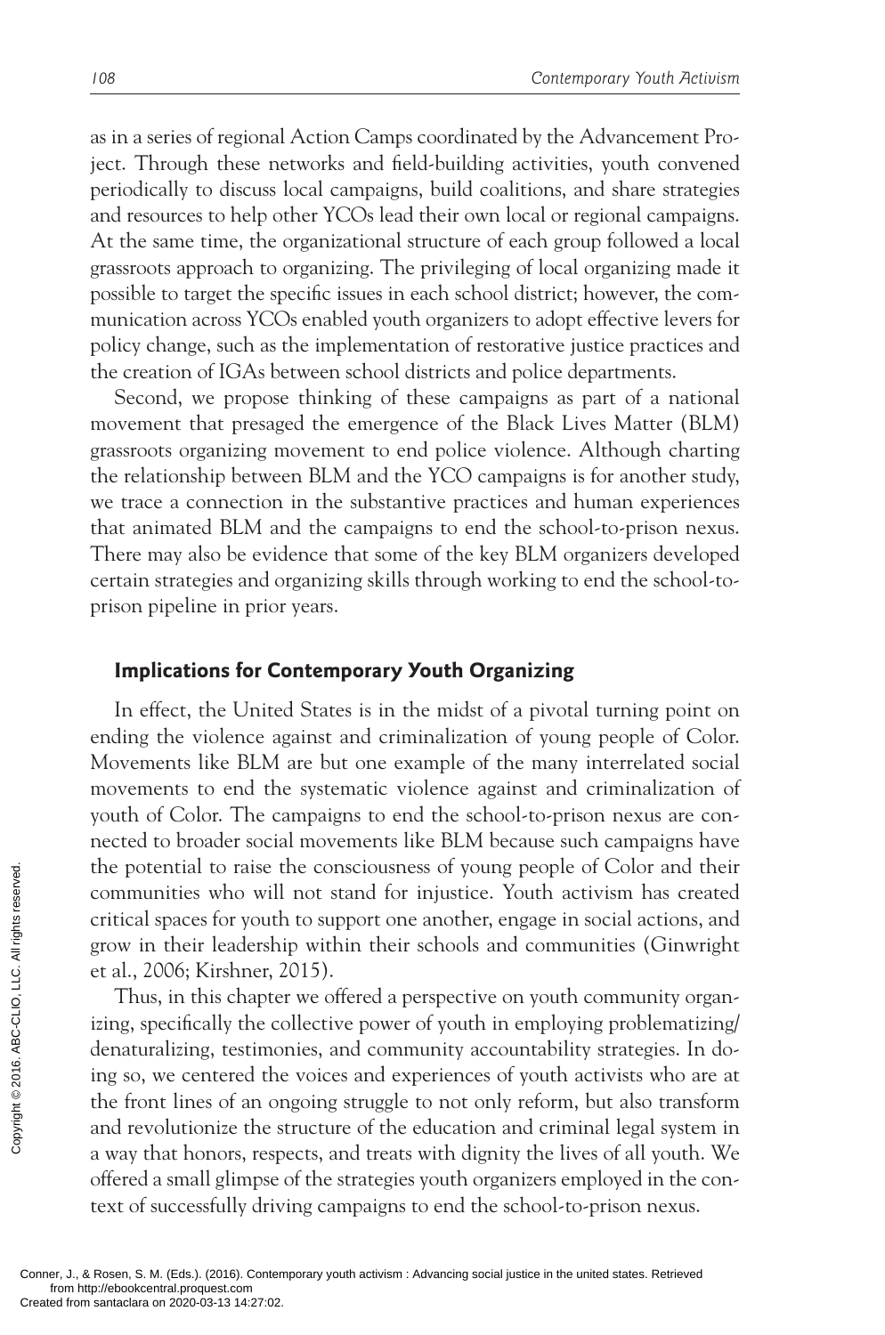as in a series of regional Action Camps coordinated by the Advancement Project. Through these networks and field-building activities, youth convened periodically to discuss local campaigns, build coalitions, and share strategies and resources to help other YCOs lead their own local or regional campaigns. At the same time, the organizational structure of each group followed a local grassroots approach to organizing. The privileging of local organizing made it possible to target the specific issues in each school district; however, the communication across YCOs enabled youth organizers to adopt effective levers for policy change, such as the implementation of restorative justice practices and the creation of IGAs between school districts and police departments.

Second, we propose thinking of these campaigns as part of a national movement that presaged the emergence of the Black Lives Matter (BLM) grassroots organizing movement to end police violence. Although charting the relationship between BLM and the YCO campaigns is for another study, we trace a connection in the substantive practices and human experiences that animated BLM and the campaigns to end the school-to-prison nexus. There may also be evidence that some of the key BLM organizers developed certain strategies and organizing skills through working to end the school-to-prison pipeline in prior years.

## Implications for Contemporary Youth Organizing

In effect, the United States is in the midst of a pivotal turning point on ending the violence against and criminalization of young people of Color. Movements like BLM are but one example of the many interrelated social movements to end the systematic violence against and criminalization of youth of Color. The campaigns to end the school-to-prison nexus are connected to broader social movements like BLM because such campaigns have the potential to raise the consciousness of young people of Color and their communities who will not stand for injustice. Youth activism has created critical spaces for youth to support one another, engage in social actions, and grow in their leadership within their schools and communities (Ginwright et al., 2006; Kirshner, 2015).

Thus, in this chapter we offered a perspective on youth community organizing, specifically the collective power of youth in employing problematizing/denaturalizing, testimonies, and community accountability strategies. In doing so, we centered the voices and experiences of youth activists who are at the front lines of an ongoing struggle to not only reform, but also transform and revolutionize the structure of the education and criminal legal system in a way that honors, respects, and treats with dignity the lives of all youth. We offered a small glimpse of the strategies youth organizers employed in the context of successfully driving campaigns to end the school-to-prison nexus.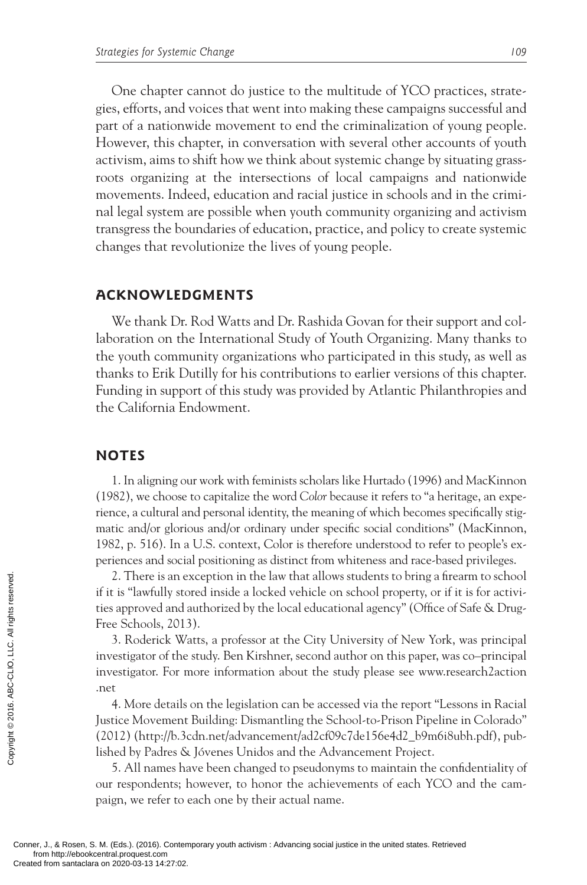One chapter cannot do justice to the multitude of YCO practices, strategies, efforts, and voices that went into making these campaigns successful and part of a nationwide movement to end the criminalization of young people. However, this chapter, in conversation with several other accounts of youth activism, aims to shift how we think about systemic change by situating grassroots organizing at the intersections of local campaigns and nationwide movements. Indeed, education and racial justice in schools and in the criminal legal system are possible when youth community organizing and activism transgress the boundaries of education, practice, and policy to create systemic changes that revolutionize the lives of young people.

## ACKNOWLEDGMENTS

We thank Dr. Rod Watts and Dr. Rashida Govan for their support and collaboration on the International Study of Youth Organizing. Many thanks to the youth community organizations who participated in this study, as well as thanks to Erik Dutilly for his contributions to earlier versions of this chapter. Funding in support of this study was provided by Atlantic Philanthropies and the California Endowment.

## NOTES

1. In aligning our work with feminists scholars like Hurtado (1996) and MacKinnon (1982), we choose to capitalize the word *Color* because it refers to "a heritage, an experience, a cultural and personal identity, the meaning of which becomes specifically stigmatic and/or glorious and/or ordinary under specific social conditions" (MacKinnon, 1982, p. 516). In a U.S. context, Color is therefore understood to refer to people's experiences and social positioning as distinct from whiteness and race-based privileges.

2. There is an exception in the law that allows students to bring a firearm to school if it is "lawfully stored inside a locked vehicle on school property, or if it is for activities approved and authorized by the local educational agency" (Office of Safe & Drug-Free Schools, 2013).

3. Roderick Watts, a professor at the City University of New York, was principal investigator of the study. Ben Kirshner, second author on this paper, was co–principal investigator. For more information about the study please see www.research2action.net

4. More details on the legislation can be accessed via the report "Lessons in Racial Justice Movement Building: Dismantling the School-to-Prison Pipeline in Colorado" (2012) (http://b.3cdn.net/advancement/ad2cf09c7de156e4d2_b9m6i8ubh.pdf), published by Padres & Jóvenes Unidos and the Advancement Project.

5. All names have been changed to pseudonyms to maintain the confidentiality of our respondents; however, to honor the achievements of each YCO and the campaign, we refer to each one by their actual name.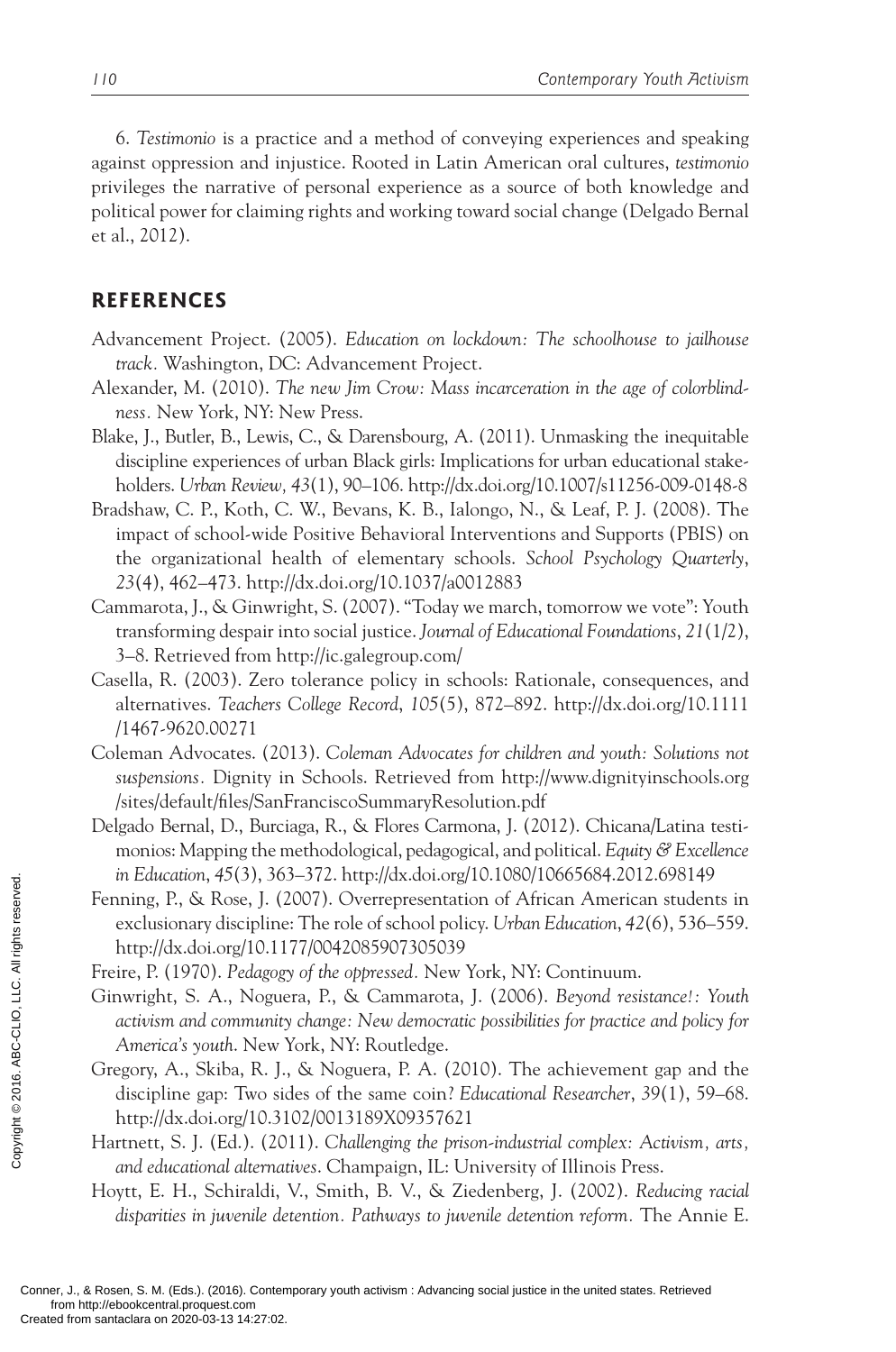6. *Testimonio* is a practice and a method of conveying experiences and speaking against oppression and injustice. Rooted in Latin American oral cultures, *testimonio* privileges the narrative of personal experience as a source of both knowledge and political power for claiming rights and working toward social change (Delgado Bernal et al., 2012).

## REFERENCES

Advancement Project. (2005). *Education on lockdown: The schoolhouse to jailhouse track.* Washington, DC: Advancement Project.

Alexander, M. (2010). *The new Jim Crow: Mass incarceration in the age of colorblindness.* New York, NY: New Press.

Blake, J., Butler, B., Lewis, C., & Darensbourg, A. (2011). Unmasking the inequitable discipline experiences of urban Black girls: Implications for urban educational stakeholders. *Urban Review, 43*(1), 90–106. http://dx.doi.org/10.1007/s11256-009-0148-8

Bradshaw, C. P., Koth, C. W., Bevans, K. B., Ialongo, N., & Leaf, P. J. (2008). The impact of school-wide Positive Behavioral Interventions and Supports (PBIS) on the organizational health of elementary schools. *School Psychology Quarterly*, *23*(4), 462–473. http://dx.doi.org/10.1037/a0012883

Cammarota, J., & Ginwright, S. (2007). "Today we march, tomorrow we vote": Youth transforming despair into social justice. *Journal of Educational Foundations*, *21*(1/2), 3–8. Retrieved from http://ic.galegroup.com/

Casella, R. (2003). Zero tolerance policy in schools: Rationale, consequences, and alternatives. *Teachers College Record*, *105*(5), 872–892. http://dx.doi.org/10.1111/1467-9620.00271

Coleman Advocates. (2013). *Coleman Advocates for children and youth: Solutions not suspensions.* Dignity in Schools. Retrieved from http://www.dignityinschools.org/sites/default/files/SanFranciscoSummaryResolution.pdf

Delgado Bernal, D., Burciaga, R., & Flores Carmona, J. (2012). Chicana/Latina testimonios: Mapping the methodological, pedagogical, and political. *Equity & Excellence in Education*, *45*(3), 363–372. http://dx.doi.org/10.1080/10665684.2012.698149

Fenning, P., & Rose, J. (2007). Overrepresentation of African American students in exclusionary discipline: The role of school policy. *Urban Education*, *42*(6), 536–559. http://dx.doi.org/10.1177/0042085907305039

Freire, P. (1970). *Pedagogy of the oppressed.* New York, NY: Continuum.

Ginwright, S. A., Noguera, P., & Cammarota, J. (2006). *Beyond resistance!: Youth activism and community change: New democratic possibilities for practice and policy for America's youth*. New York, NY: Routledge.

Gregory, A., Skiba, R. J., & Noguera, P. A. (2010). The achievement gap and the discipline gap: Two sides of the same coin? *Educational Researcher*, *39*(1), 59–68. http://dx.doi.org/10.3102/0013189X09357621

Hartnett, S. J. (Ed.). (2011). *Challenging the prison-industrial complex: Activism, arts, and educational alternatives*. Champaign, IL: University of Illinois Press.

Hoytt, E. H., Schiraldi, V., Smith, B. V., & Ziedenberg, J. (2002). *Reducing racial disparities in juvenile detention. Pathways to juvenile detention reform.* The Annie E.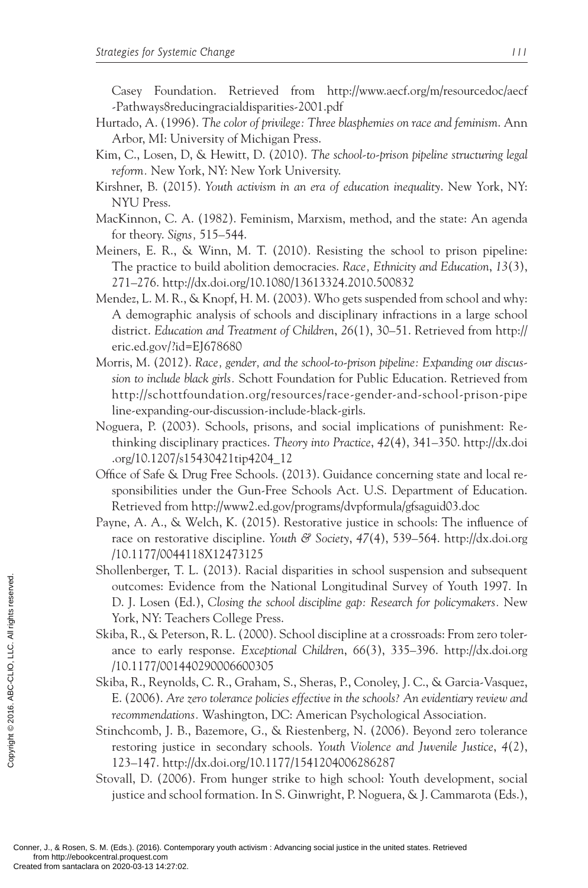Casey Foundation. Retrieved from http://www.aecf.org/m/resourcedoc/aecf-Pathways8reducingracialdisparities-2001.pdf

Hurtado, A. (1996). *The color of privilege: Three blasphemies on race and feminism*. Ann Arbor, MI: University of Michigan Press.

Kim, C., Losen, D, & Hewitt, D. (2010). *The school-to-prison pipeline structuring legal reform.* New York, NY: New York University.

Kirshner, B. (2015). *Youth activism in an era of education inequality*. New York, NY: NYU Press.

MacKinnon, C. A. (1982). Feminism, Marxism, method, and the state: An agenda for theory. *Signs,* 515–544.

Meiners, E. R., & Winn, M. T. (2010). Resisting the school to prison pipeline: The practice to build abolition democracies. *Race, Ethnicity and Education*, *13*(3), 271–276. http://dx.doi.org/10.1080/13613324.2010.500832

Mendez, L. M. R., & Knopf, H. M. (2003). Who gets suspended from school and why: A demographic analysis of schools and disciplinary infractions in a large school district. *Education and Treatment of Children*, *26*(1), 30–51. Retrieved from http://eric.ed.gov/?id=EJ678680

Morris, M. (2012). *Race, gender, and the school-to-prison pipeline: Expanding our discussion to include black girls.* Schott Foundation for Public Education. Retrieved from http://schottfoundation.org/resources/race-gender-and-school-prison-pipeline-expanding-our-discussion-include-black-girls.

Noguera, P. (2003). Schools, prisons, and social implications of punishment: Rethinking disciplinary practices. *Theory into Practice*, *42*(4), 341–350. http://dx.doi.org/10.1207/s15430421tip4204_12

Office of Safe & Drug Free Schools. (2013). Guidance concerning state and local responsibilities under the Gun-Free Schools Act. U.S. Department of Education. Retrieved from http://www2.ed.gov/programs/dvpformula/gfsaguid03.doc

Payne, A. A., & Welch, K. (2015). Restorative justice in schools: The influence of race on restorative discipline. *Youth & Society*, *47*(4), 539–564. http://dx.doi.org/10.1177/0044118X12473125

Shollenberger, T. L. (2013). Racial disparities in school suspension and subsequent outcomes: Evidence from the National Longitudinal Survey of Youth 1997. In D. J. Losen (Ed.), *Closing the school discipline gap: Research for policymakers.* New York, NY: Teachers College Press.

Skiba, R., & Peterson, R. L. (2000). School discipline at a crossroads: From zero tolerance to early response. *Exceptional Children*, *66*(3), 335–396. http://dx.doi.org/10.1177/001440290006600305

Skiba, R., Reynolds, C. R., Graham, S., Sheras, P., Conoley, J. C., & Garcia-Vasquez, E. (2006). *Are zero tolerance policies effective in the schools? An evidentiary review and recommendations.* Washington, DC: American Psychological Association.

Stinchcomb, J. B., Bazemore, G., & Riestenberg, N. (2006). Beyond zero tolerance restoring justice in secondary schools. *Youth Violence and Juvenile Justice*, *4*(2), 123–147. http://dx.doi.org/10.1177/1541204006286287

Stovall, D. (2006). From hunger strike to high school: Youth development, social justice and school formation. In S. Ginwright, P. Noguera, & J. Cammarota (Eds.),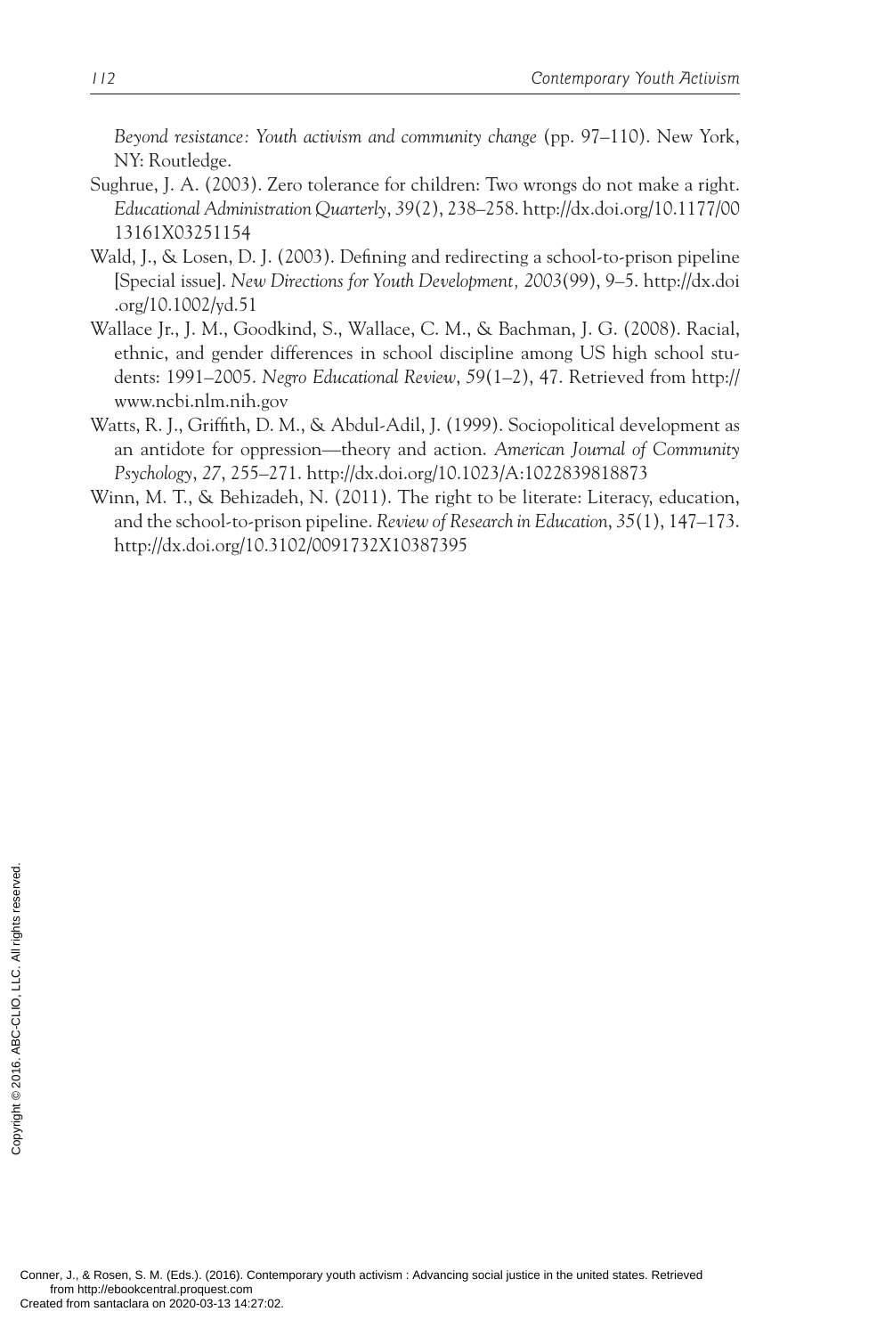*Beyond resistance: Youth activism and community change* (pp. 97–110). New York, NY: Routledge.

Sughrue, J. A. (2003). Zero tolerance for children: Two wrongs do not make a right. *Educational Administration Quarterly*, *39*(2), 238–258. http://dx.doi.org/10.1177/0013161X03251154

Wald, J., & Losen, D. J. (2003). Defining and redirecting a school-to-prison pipeline [Special issue]. *New Directions for Youth Development, 2003*(99), 9–5. http://dx.doi.org/10.1002/yd.51

Wallace Jr., J. M., Goodkind, S., Wallace, C. M., & Bachman, J. G. (2008). Racial, ethnic, and gender differences in school discipline among US high school students: 1991–2005. *Negro Educational Review*, *59*(1–2), 47. Retrieved from http://www.ncbi.nlm.nih.gov

Watts, R. J., Griffith, D. M., & Abdul-Adil, J. (1999). Sociopolitical development as an antidote for oppression—theory and action. *American Journal of Community Psychology*, *27*, 255–271. http://dx.doi.org/10.1023/A:1022839818873

Winn, M. T., & Behizadeh, N. (2011). The right to be literate: Literacy, education, and the school-to-prison pipeline. *Review of Research in Education*, *35*(1), 147–173. http://dx.doi.org/10.3102/0091732X10387395